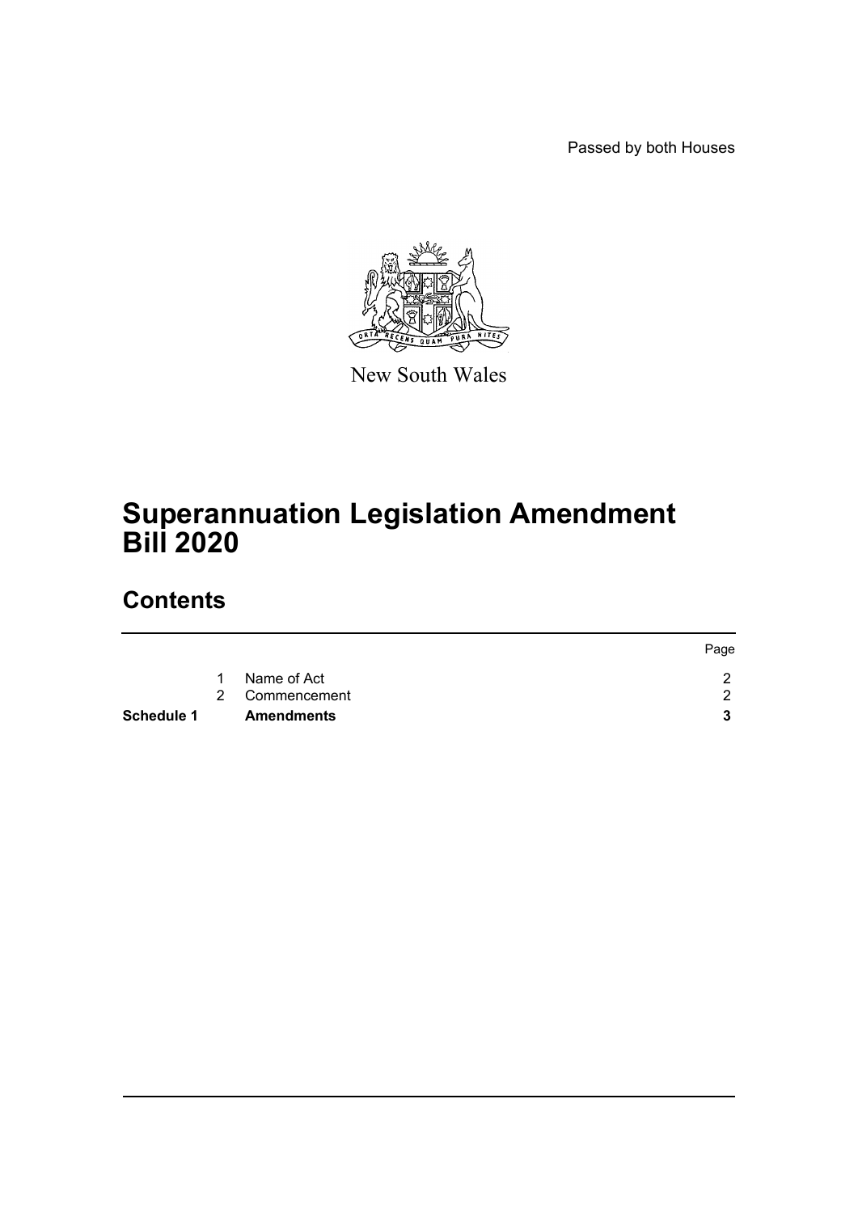Passed by both Houses

New South Wales

# Superannuation Legislation Amendment Bill 2020

## Contents

| | | | Page |
|---|---|---|---|
| | 1 | Name of Act | 2 |
| | 2 | Commencement | 2 |
| **Schedule 1** | | **Amendments** | **3** |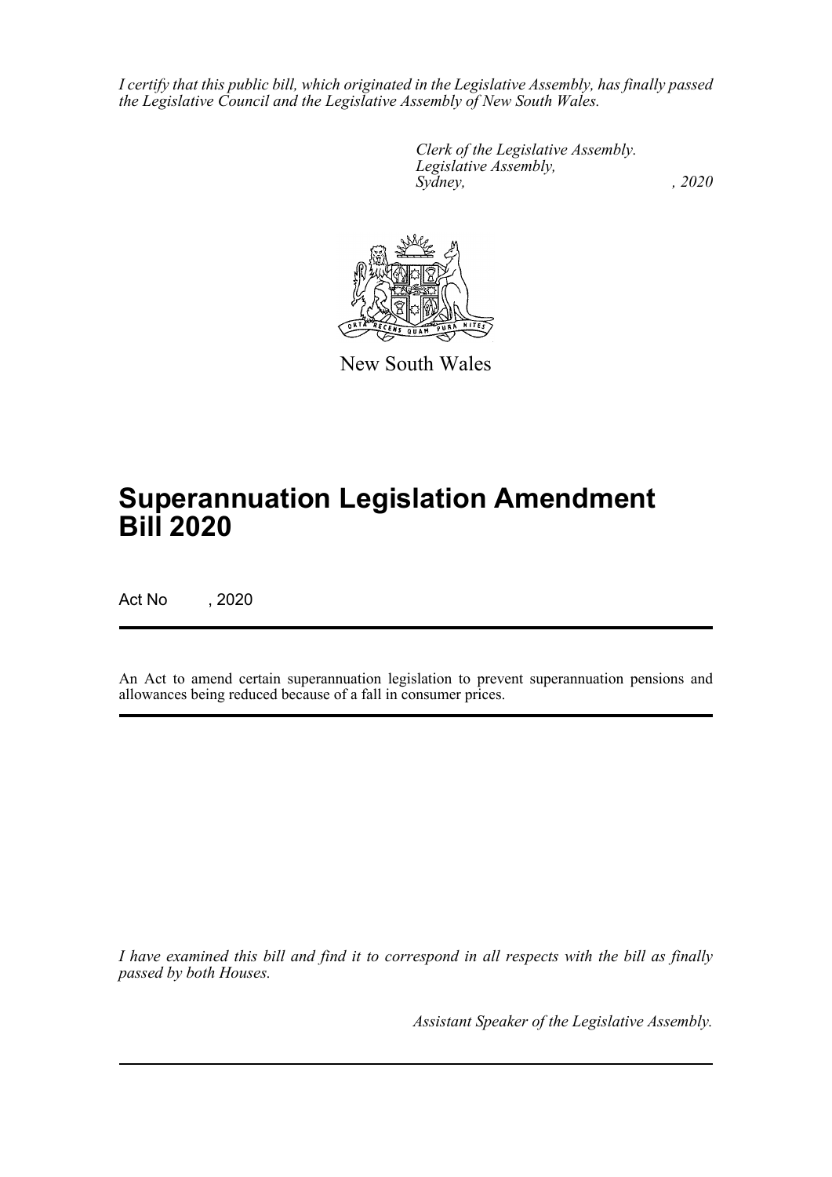*I certify that this public bill, which originated in the Legislative Assembly, has finally passed the Legislative Council and the Legislative Assembly of New South Wales.*

*Clerk of the Legislative Assembly.*
*Legislative Assembly,*
*Sydney, , 2020*

New South Wales

# Superannuation Legislation Amendment Bill 2020

Act No , 2020

An Act to amend certain superannuation legislation to prevent superannuation pensions and allowances being reduced because of a fall in consumer prices.

*I have examined this bill and find it to correspond in all respects with the bill as finally passed by both Houses.*

*Assistant Speaker of the Legislative Assembly.*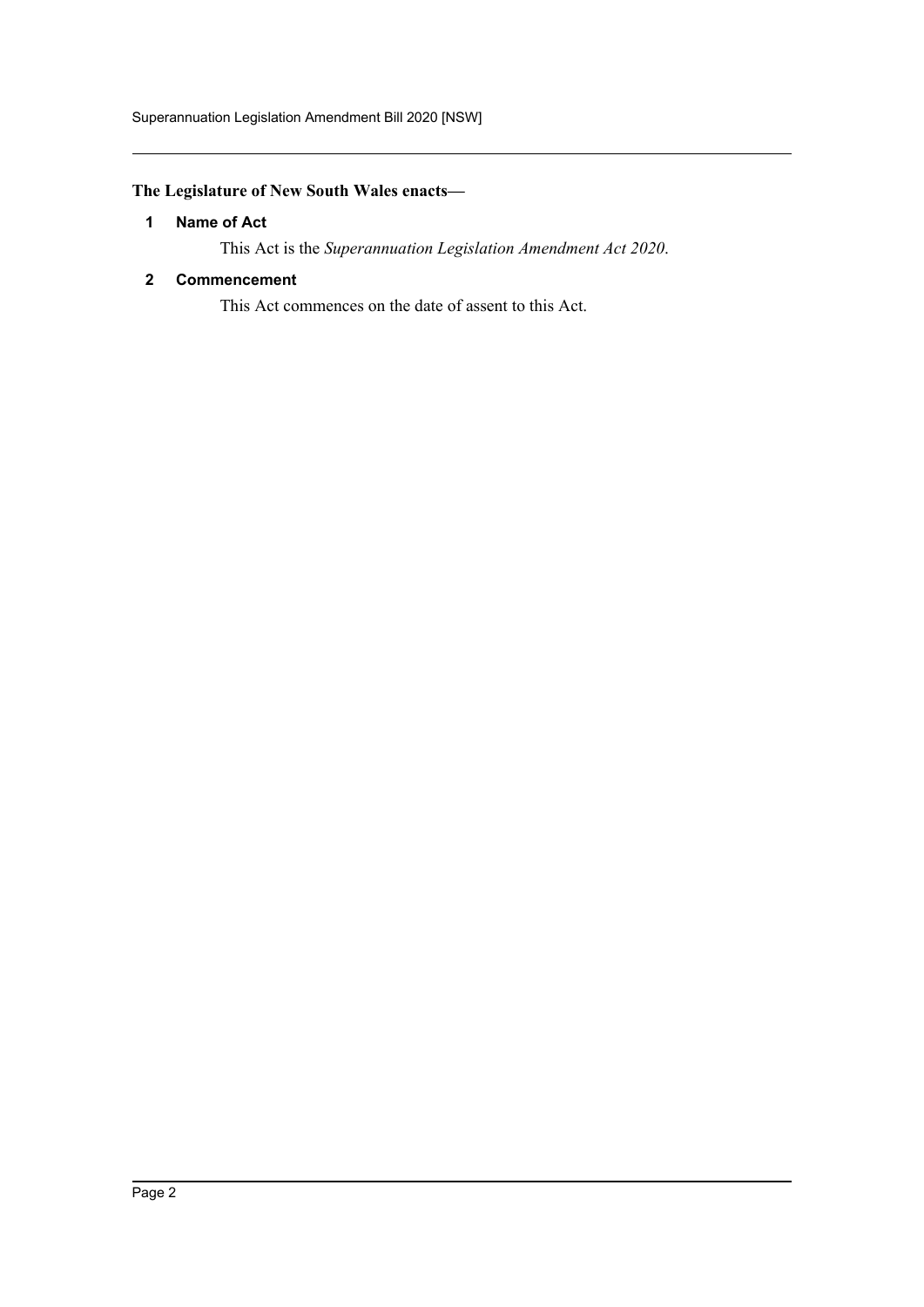**The Legislature of New South Wales enacts—**

## 1 Name of Act

This Act is the *Superannuation Legislation Amendment Act 2020*.

## 2 Commencement

This Act commences on the date of assent to this Act.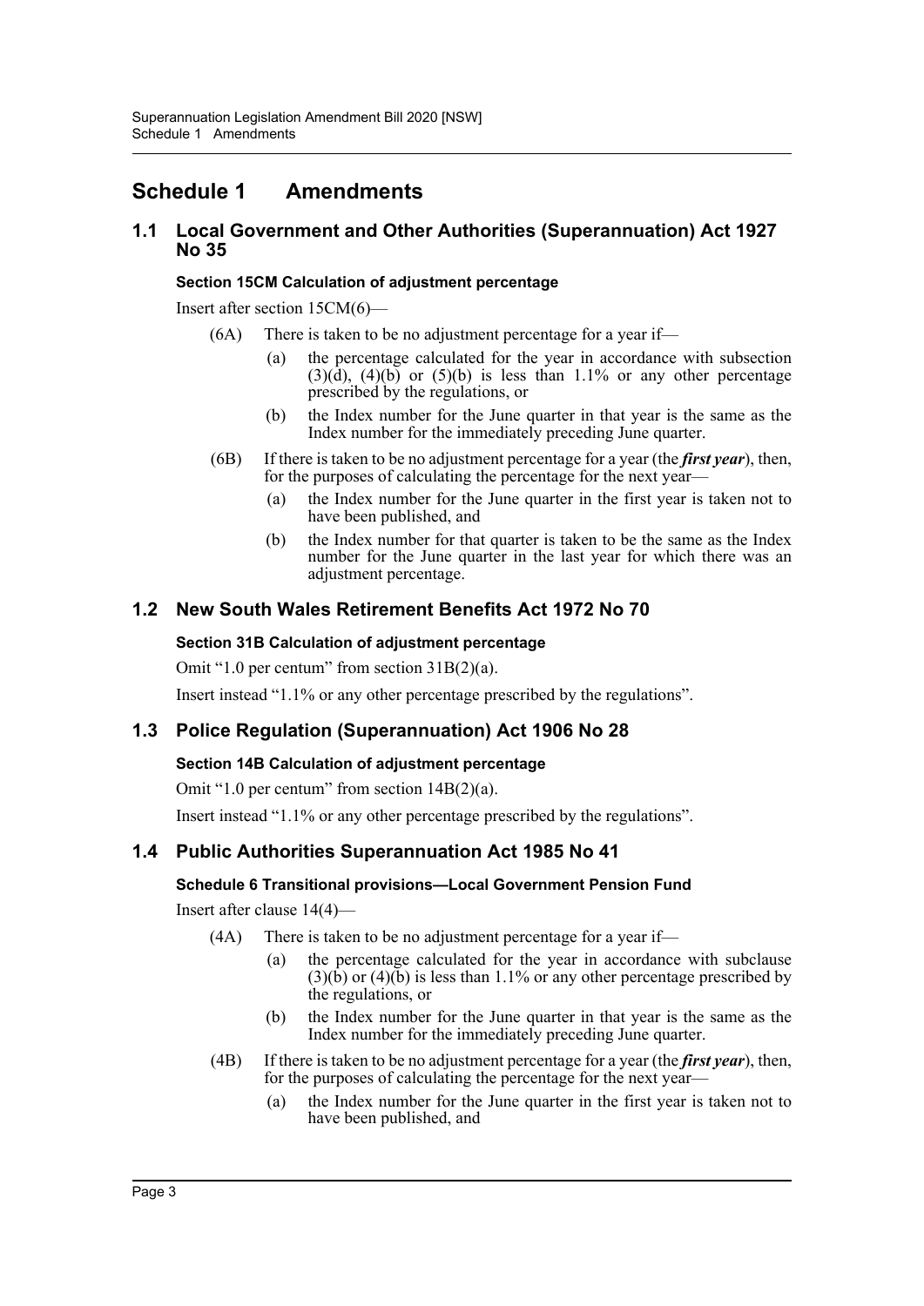# Schedule 1 Amendments

## 1.1 Local Government and Other Authorities (Superannuation) Act 1927 No 35

### Section 15CM Calculation of adjustment percentage

Insert after section 15CM(6)—

(6A) There is taken to be no adjustment percentage for a year if—

(a) the percentage calculated for the year in accordance with subsection (3)(d), (4)(b) or (5)(b) is less than 1.1% or any other percentage prescribed by the regulations, or

(b) the Index number for the June quarter in that year is the same as the Index number for the immediately preceding June quarter.

(6B) If there is taken to be no adjustment percentage for a year (the ***first year***), then, for the purposes of calculating the percentage for the next year—

(a) the Index number for the June quarter in the first year is taken not to have been published, and

(b) the Index number for that quarter is taken to be the same as the Index number for the June quarter in the last year for which there was an adjustment percentage.

## 1.2 New South Wales Retirement Benefits Act 1972 No 70

### Section 31B Calculation of adjustment percentage

Omit "1.0 per centum" from section 31B(2)(a).

Insert instead "1.1% or any other percentage prescribed by the regulations".

## 1.3 Police Regulation (Superannuation) Act 1906 No 28

### Section 14B Calculation of adjustment percentage

Omit "1.0 per centum" from section 14B(2)(a).

Insert instead "1.1% or any other percentage prescribed by the regulations".

## 1.4 Public Authorities Superannuation Act 1985 No 41

### Schedule 6 Transitional provisions—Local Government Pension Fund

Insert after clause 14(4)—

(4A) There is taken to be no adjustment percentage for a year if—

(a) the percentage calculated for the year in accordance with subclause (3)(b) or (4)(b) is less than 1.1% or any other percentage prescribed by the regulations, or

(b) the Index number for the June quarter in that year is the same as the Index number for the immediately preceding June quarter.

(4B) If there is taken to be no adjustment percentage for a year (the ***first year***), then, for the purposes of calculating the percentage for the next year—

(a) the Index number for the June quarter in the first year is taken not to have been published, and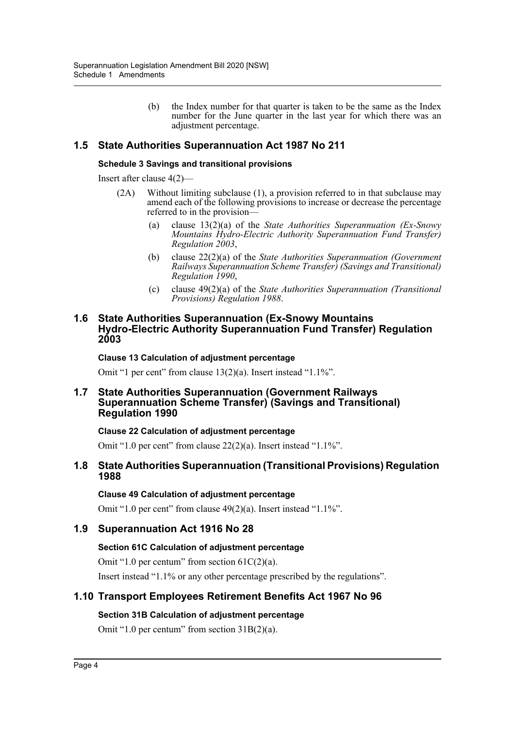(b) the Index number for that quarter is taken to be the same as the Index number for the June quarter in the last year for which there was an adjustment percentage.

## 1.5 State Authorities Superannuation Act 1987 No 211

### Schedule 3 Savings and transitional provisions

Insert after clause 4(2)—

(2A) Without limiting subclause (1), a provision referred to in that subclause may amend each of the following provisions to increase or decrease the percentage referred to in the provision—

(a) clause 13(2)(a) of the *State Authorities Superannuation (Ex-Snowy Mountains Hydro-Electric Authority Superannuation Fund Transfer) Regulation 2003*,

(b) clause 22(2)(a) of the *State Authorities Superannuation (Government Railways Superannuation Scheme Transfer) (Savings and Transitional) Regulation 1990*,

(c) clause 49(2)(a) of the *State Authorities Superannuation (Transitional Provisions) Regulation 1988*.

## 1.6 State Authorities Superannuation (Ex-Snowy Mountains Hydro-Electric Authority Superannuation Fund Transfer) Regulation 2003

### Clause 13 Calculation of adjustment percentage

Omit "1 per cent" from clause 13(2)(a). Insert instead "1.1%".

## 1.7 State Authorities Superannuation (Government Railways Superannuation Scheme Transfer) (Savings and Transitional) Regulation 1990

### Clause 22 Calculation of adjustment percentage

Omit "1.0 per cent" from clause 22(2)(a). Insert instead "1.1%".

## 1.8 State Authorities Superannuation (Transitional Provisions) Regulation 1988

### Clause 49 Calculation of adjustment percentage

Omit "1.0 per cent" from clause 49(2)(a). Insert instead "1.1%".

## 1.9 Superannuation Act 1916 No 28

### Section 61C Calculation of adjustment percentage

Omit "1.0 per centum" from section 61C(2)(a).

Insert instead "1.1% or any other percentage prescribed by the regulations".

## 1.10 Transport Employees Retirement Benefits Act 1967 No 96

### Section 31B Calculation of adjustment percentage

Omit "1.0 per centum" from section 31B(2)(a).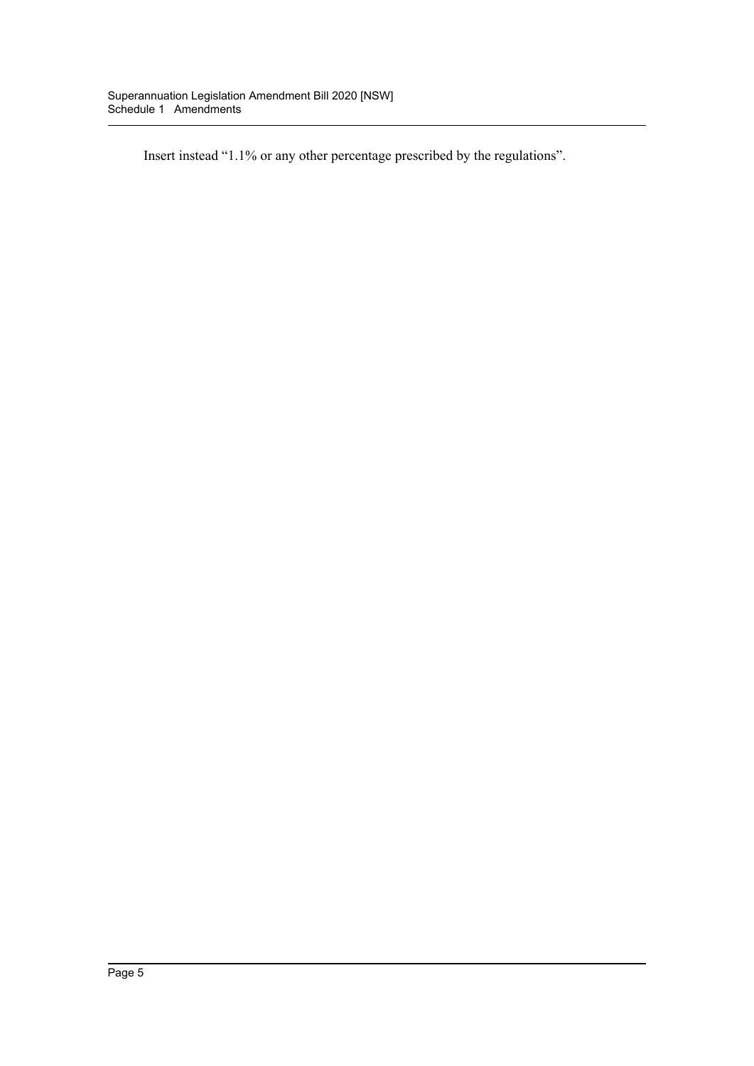Insert instead “1.1% or any other percentage prescribed by the regulations”.